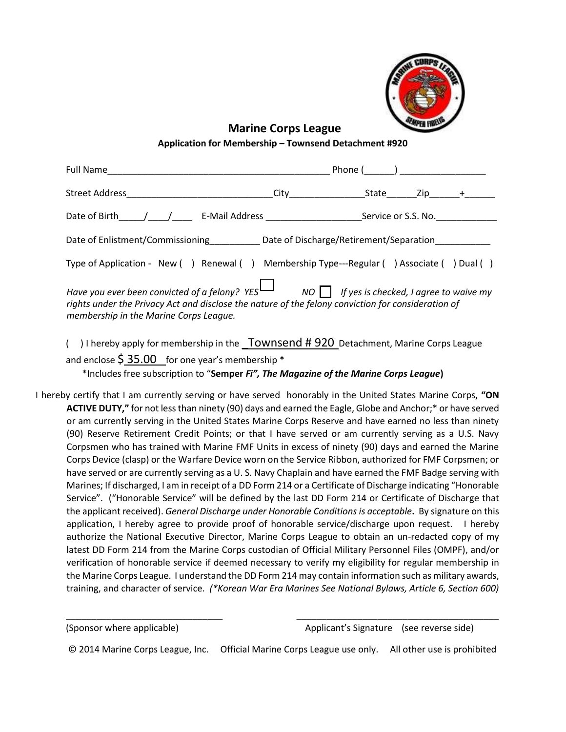## Marine Corps League

**Application for Membership – Townsend Detachment #920**

Full Name_____________________________________________ Phone (______) _________________

Street Address_____________________________City_______________State______Zip______+______

Date of Birth_____/____/____ E-Mail Address ___________________Service or S.S. No.____________

Date of Enlistment/Commissioning__________ Date of Discharge/Retirement/Separation___________

Type of Application - New ( ) Renewal ( ) Membership Type---Regular ( ) Associate ( ) Dual ( )

*Have you ever been convicted of a felony? YES* ☐ *NO* ☐ *If yes is checked, I agree to waive my rights under the Privacy Act and disclose the nature of the felony conviction for consideration of membership in the Marine Corps League.*

( ) I hereby apply for membership in the _Townsend # 920_ Detachment, Marine Corps League and enclose $ 35.00 for one year's membership *

*Includes free subscription to "**Semper** ***Fi", The Magazine of the Marine Corps League***)

I hereby certify that I am currently serving or have served honorably in the United States Marine Corps, **"ON ACTIVE DUTY,"** for not less than ninety (90) days and earned the Eagle, Globe and Anchor;* or have served or am currently serving in the United States Marine Corps Reserve and have earned no less than ninety (90) Reserve Retirement Credit Points; or that I have served or am currently serving as a U.S. Navy Corpsmen who has trained with Marine FMF Units in excess of ninety (90) days and earned the Marine Corps Device (clasp) or the Warfare Device worn on the Service Ribbon, authorized for FMF Corpsmen; or have served or are currently serving as a U. S. Navy Chaplain and have earned the FMF Badge serving with Marines; If discharged, I am in receipt of a DD Form 214 or a Certificate of Discharge indicating "Honorable Service". ("Honorable Service" will be defined by the last DD Form 214 or Certificate of Discharge that the applicant received). *General Discharge under Honorable Conditions is acceptable*. By signature on this application, I hereby agree to provide proof of honorable service/discharge upon request. I hereby authorize the National Executive Director, Marine Corps League to obtain an un-redacted copy of my latest DD Form 214 from the Marine Corps custodian of Official Military Personnel Files (OMPF), and/or verification of honorable service if deemed necessary to verify my eligibility for regular membership in the Marine Corps League. I understand the DD Form 214 may contain information such as military awards, training, and character of service. *(*Korean War Era Marines See National Bylaws, Article 6, Section 600)*

_______________________________ _________________________________________

(Sponsor where applicable) Applicant's Signature (see reverse side)

© 2014 Marine Corps League, Inc. Official Marine Corps League use only. All other use is prohibited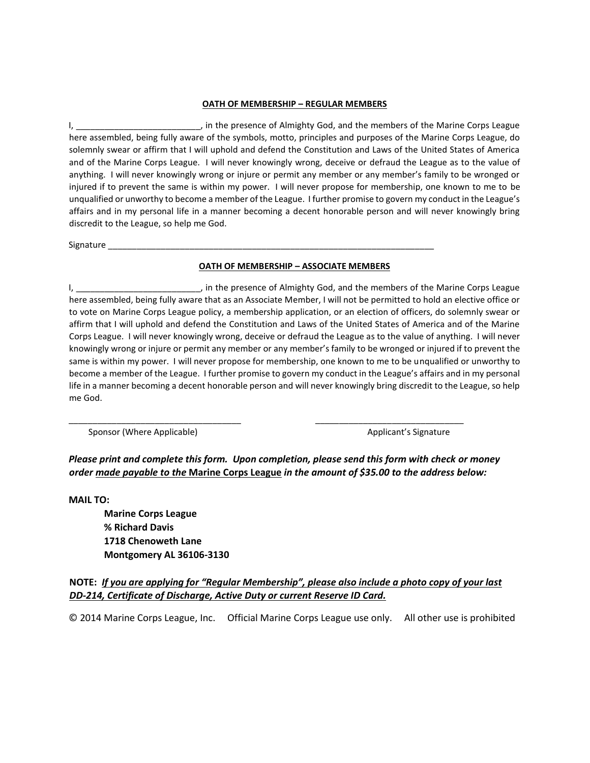**OATH OF MEMBERSHIP – REGULAR MEMBERS**

I, __________________________, in the presence of Almighty God, and the members of the Marine Corps League here assembled, being fully aware of the symbols, motto, principles and purposes of the Marine Corps League, do solemnly swear or affirm that I will uphold and defend the Constitution and Laws of the United States of America and of the Marine Corps League. I will never knowingly wrong, deceive or defraud the League as to the value of anything. I will never knowingly wrong or injure or permit any member or any member's family to be wronged or injured if to prevent the same is within my power. I will never propose for membership, one known to me to be unqualified or unworthy to become a member of the League. I further promise to govern my conduct in the League's affairs and in my personal life in a manner becoming a decent honorable person and will never knowingly bring discredit to the League, so help me God.

Signature ________________________________________________________________________

**OATH OF MEMBERSHIP – ASSOCIATE MEMBERS**

I, __________________________, in the presence of Almighty God, and the members of the Marine Corps League here assembled, being fully aware that as an Associate Member, I will not be permitted to hold an elective office or to vote on Marine Corps League policy, a membership application, or an election of officers, do solemnly swear or affirm that I will uphold and defend the Constitution and Laws of the United States of America and of the Marine Corps League. I will never knowingly wrong, deceive or defraud the League as to the value of anything. I will never knowingly wrong or injure or permit any member or any member's family to be wronged or injured if to prevent the same is within my power. I will never propose for membership, one known to me to be unqualified or unworthy to become a member of the League. I further promise to govern my conduct in the League's affairs and in my personal life in a manner becoming a decent honorable person and will never knowingly bring discredit to the League, so help me God.

____________________________________ &nbsp;&nbsp;&nbsp;&nbsp;&nbsp;&nbsp;&nbsp;&nbsp; ________________________________

Sponsor (Where Applicable) &nbsp;&nbsp;&nbsp;&nbsp;&nbsp;&nbsp;&nbsp;&nbsp; Applicant's Signature

***Please print and complete this form. Upon completion, please send this form with check or money order <u>made payable to the</u> <u>**Marine Corps League**</u> in the amount of $35.00 to the address below:***

**MAIL TO:**

**Marine Corps League**
**% Richard Davis**
**1718 Chenoweth Lane**
**Montgomery AL 36106-3130**

**NOTE:** ***<u>If you are applying for "Regular Membership", please also include a photo copy of your last DD-214, Certificate of Discharge, Active Duty or current Reserve ID Card.</u>***

© 2014 Marine Corps League, Inc. &nbsp;&nbsp; Official Marine Corps League use only. &nbsp;&nbsp; All other use is prohibited